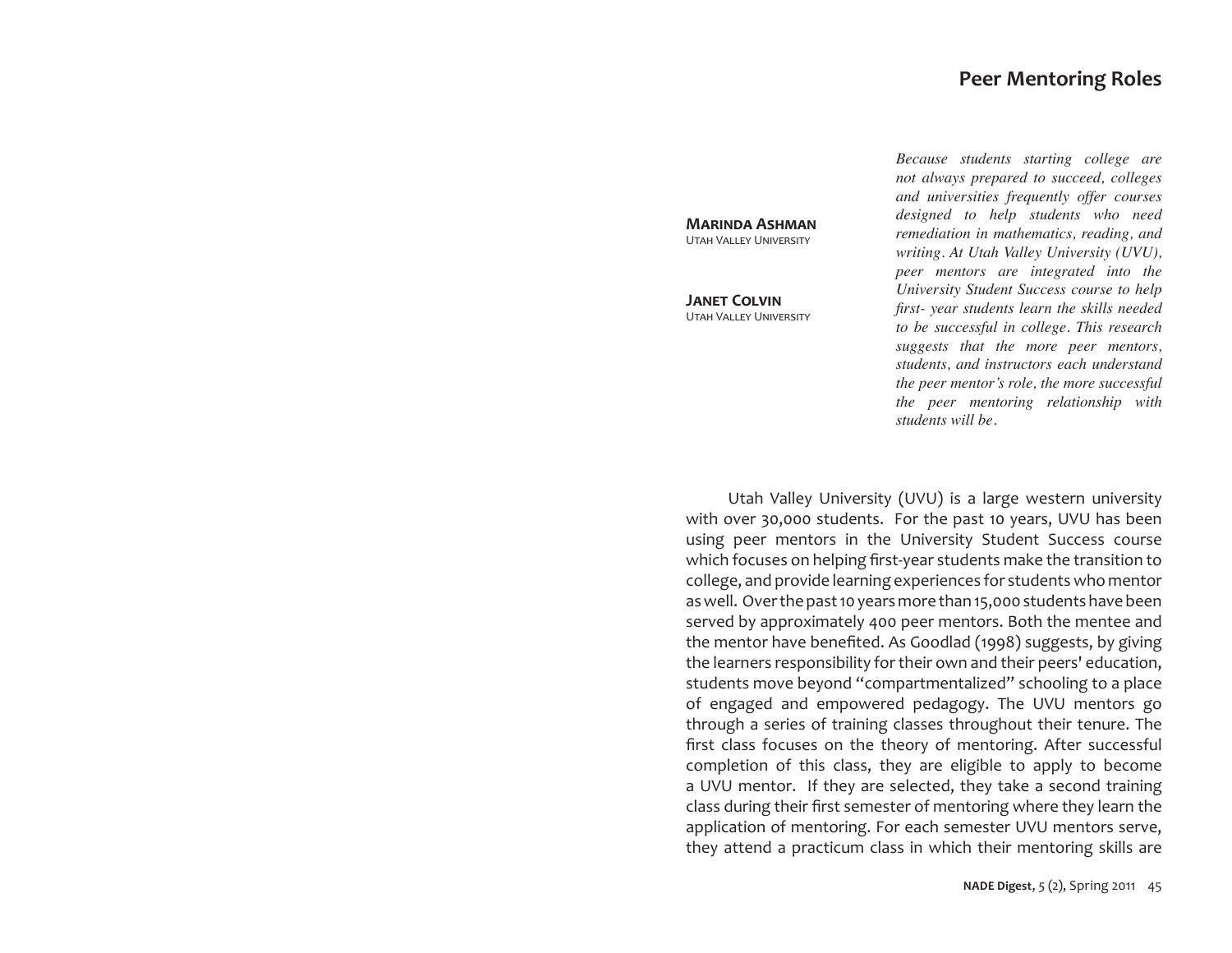# Peer Mentoring Roles

**Marinda Ashman**
Utah Valley University

**Janet Colvin**
Utah Valley University

*Because students starting college are not always prepared to succeed, colleges and universities frequently offer courses designed to help students who need remediation in mathematics, reading, and writing. At Utah Valley University (UVU), peer mentors are integrated into the University Student Success course to help first- year students learn the skills needed to be successful in college. This research suggests that the more peer mentors, students, and instructors each understand the peer mentor's role, the more successful the peer mentoring relationship with students will be.*

Utah Valley University (UVU) is a large western university with over 30,000 students. For the past 10 years, UVU has been using peer mentors in the University Student Success course which focuses on helping first-year students make the transition to college, and provide learning experiences for students who mentor as well. Over the past 10 years more than 15,000 students have been served by approximately 400 peer mentors. Both the mentee and the mentor have benefited. As Goodlad (1998) suggests, by giving the learners responsibility for their own and their peers' education, students move beyond "compartmentalized" schooling to a place of engaged and empowered pedagogy. The UVU mentors go through a series of training classes throughout their tenure. The first class focuses on the theory of mentoring. After successful completion of this class, they are eligible to apply to become a UVU mentor. If they are selected, they take a second training class during their first semester of mentoring where they learn the application of mentoring. For each semester UVU mentors serve, they attend a practicum class in which their mentoring skills are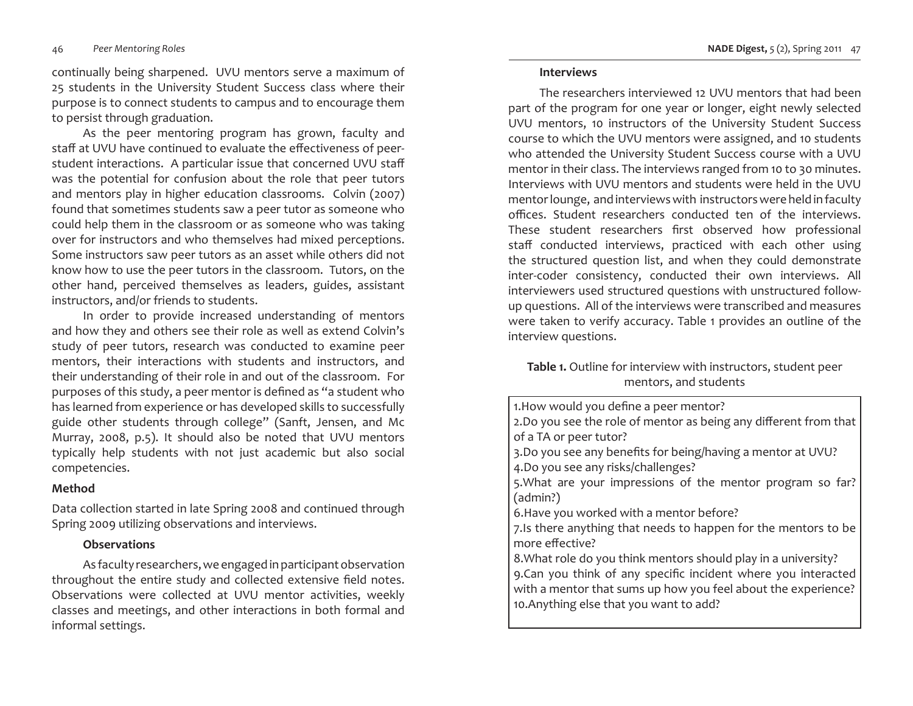continually being sharpened. UVU mentors serve a maximum of 25 students in the University Student Success class where their purpose is to connect students to campus and to encourage them to persist through graduation.

As the peer mentoring program has grown, faculty and staff at UVU have continued to evaluate the effectiveness of peer-student interactions. A particular issue that concerned UVU staff was the potential for confusion about the role that peer tutors and mentors play in higher education classrooms. Colvin (2007) found that sometimes students saw a peer tutor as someone who could help them in the classroom or as someone who was taking over for instructors and who themselves had mixed perceptions. Some instructors saw peer tutors as an asset while others did not know how to use the peer tutors in the classroom. Tutors, on the other hand, perceived themselves as leaders, guides, assistant instructors, and/or friends to students.

In order to provide increased understanding of mentors and how they and others see their role as well as extend Colvin's study of peer tutors, research was conducted to examine peer mentors, their interactions with students and instructors, and their understanding of their role in and out of the classroom. For purposes of this study, a peer mentor is defined as "a student who has learned from experience or has developed skills to successfully guide other students through college" (Sanft, Jensen, and Mc Murray, 2008, p.5). It should also be noted that UVU mentors typically help students with not just academic but also social competencies.

## Method

Data collection started in late Spring 2008 and continued through Spring 2009 utilizing observations and interviews.

### Observations

As faculty researchers, we engaged in participant observation throughout the entire study and collected extensive field notes. Observations were collected at UVU mentor activities, weekly classes and meetings, and other interactions in both formal and informal settings.

### Interviews

The researchers interviewed 12 UVU mentors that had been part of the program for one year or longer, eight newly selected UVU mentors, 10 instructors of the University Student Success course to which the UVU mentors were assigned, and 10 students who attended the University Student Success course with a UVU mentor in their class. The interviews ranged from 10 to 30 minutes. Interviews with UVU mentors and students were held in the UVU mentor lounge, and interviews with instructors were held in faculty offices. Student researchers conducted ten of the interviews. These student researchers first observed how professional staff conducted interviews, practiced with each other using the structured question list, and when they could demonstrate inter-coder consistency, conducted their own interviews. All interviewers used structured questions with unstructured follow-up questions. All of the interviews were transcribed and measures were taken to verify accuracy. Table 1 provides an outline of the interview questions.

**Table 1.** Outline for interview with instructors, student peer mentors, and students

1. How would you define a peer mentor?
2. Do you see the role of mentor as being any different from that of a TA or peer tutor?
3. Do you see any benefits for being/having a mentor at UVU?
4. Do you see any risks/challenges?
5. What are your impressions of the mentor program so far? (admin?)
6. Have you worked with a mentor before?
7. Is there anything that needs to happen for the mentors to be more effective?
8. What role do you think mentors should play in a university?
9. Can you think of any specific incident where you interacted with a mentor that sums up how you feel about the experience?
10. Anything else that you want to add?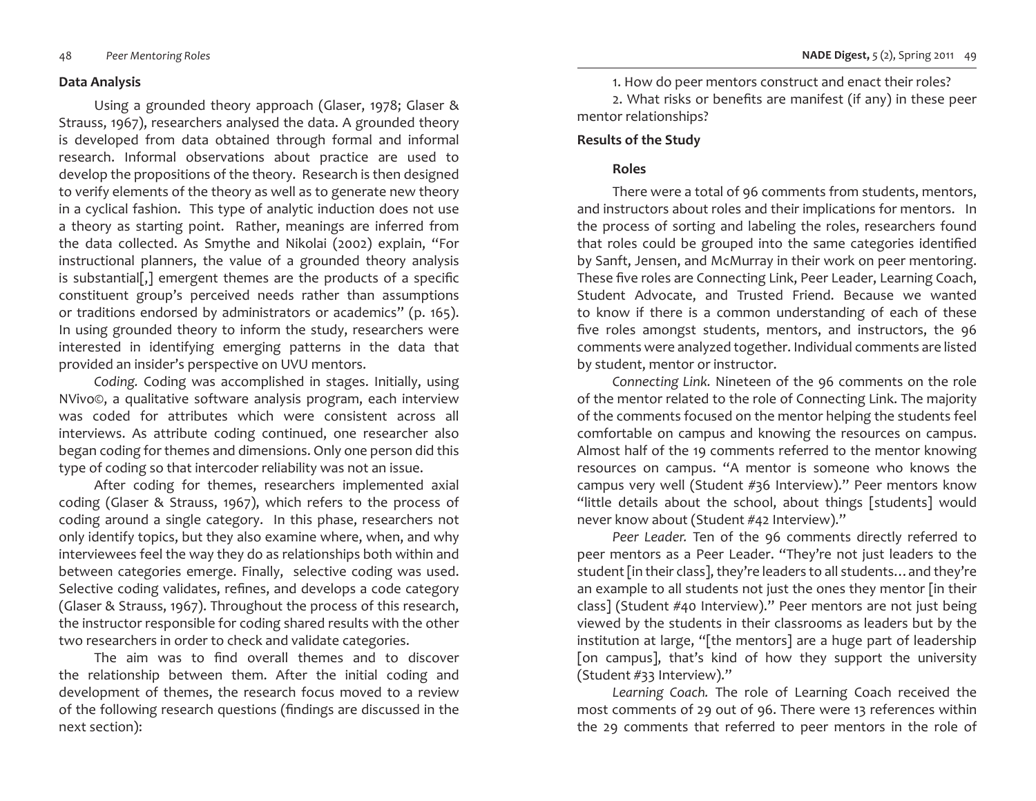## Data Analysis

Using a grounded theory approach (Glaser, 1978; Glaser & Strauss, 1967), researchers analysed the data. A grounded theory is developed from data obtained through formal and informal research. Informal observations about practice are used to develop the propositions of the theory. Research is then designed to verify elements of the theory as well as to generate new theory in a cyclical fashion. This type of analytic induction does not use a theory as starting point. Rather, meanings are inferred from the data collected. As Smythe and Nikolai (2002) explain, "For instructional planners, the value of a grounded theory analysis is substantial[,] emergent themes are the products of a specific constituent group's perceived needs rather than assumptions or traditions endorsed by administrators or academics" (p. 165). In using grounded theory to inform the study, researchers were interested in identifying emerging patterns in the data that provided an insider's perspective on UVU mentors.

*Coding.* Coding was accomplished in stages. Initially, using NVivo©, a qualitative software analysis program, each interview was coded for attributes which were consistent across all interviews. As attribute coding continued, one researcher also began coding for themes and dimensions. Only one person did this type of coding so that intercoder reliability was not an issue.

After coding for themes, researchers implemented axial coding (Glaser & Strauss, 1967), which refers to the process of coding around a single category. In this phase, researchers not only identify topics, but they also examine where, when, and why interviewees feel the way they do as relationships both within and between categories emerge. Finally, selective coding was used. Selective coding validates, refines, and develops a code category (Glaser & Strauss, 1967). Throughout the process of this research, the instructor responsible for coding shared results with the other two researchers in order to check and validate categories.

The aim was to find overall themes and to discover the relationship between them. After the initial coding and development of themes, the research focus moved to a review of the following research questions (findings are discussed in the next section):

1. How do peer mentors construct and enact their roles?
2. What risks or benefits are manifest (if any) in these peer mentor relationships?

## Results of the Study

### Roles

There were a total of 96 comments from students, mentors, and instructors about roles and their implications for mentors. In the process of sorting and labeling the roles, researchers found that roles could be grouped into the same categories identified by Sanft, Jensen, and McMurray in their work on peer mentoring. These five roles are Connecting Link, Peer Leader, Learning Coach, Student Advocate, and Trusted Friend. Because we wanted to know if there is a common understanding of each of these five roles amongst students, mentors, and instructors, the 96 comments were analyzed together. Individual comments are listed by student, mentor or instructor.

*Connecting Link.* Nineteen of the 96 comments on the role of the mentor related to the role of Connecting Link. The majority of the comments focused on the mentor helping the students feel comfortable on campus and knowing the resources on campus. Almost half of the 19 comments referred to the mentor knowing resources on campus. "A mentor is someone who knows the campus very well (Student #36 Interview)." Peer mentors know "little details about the school, about things [students] would never know about (Student #42 Interview)."

*Peer Leader.* Ten of the 96 comments directly referred to peer mentors as a Peer Leader. "They're not just leaders to the student [in their class], they're leaders to all students… and they're an example to all students not just the ones they mentor [in their class] (Student #40 Interview)." Peer mentors are not just being viewed by the students in their classrooms as leaders but by the institution at large, "[the mentors] are a huge part of leadership [on campus], that's kind of how they support the university (Student #33 Interview)."

*Learning Coach.* The role of Learning Coach received the most comments of 29 out of 96. There were 13 references within the 29 comments that referred to peer mentors in the role of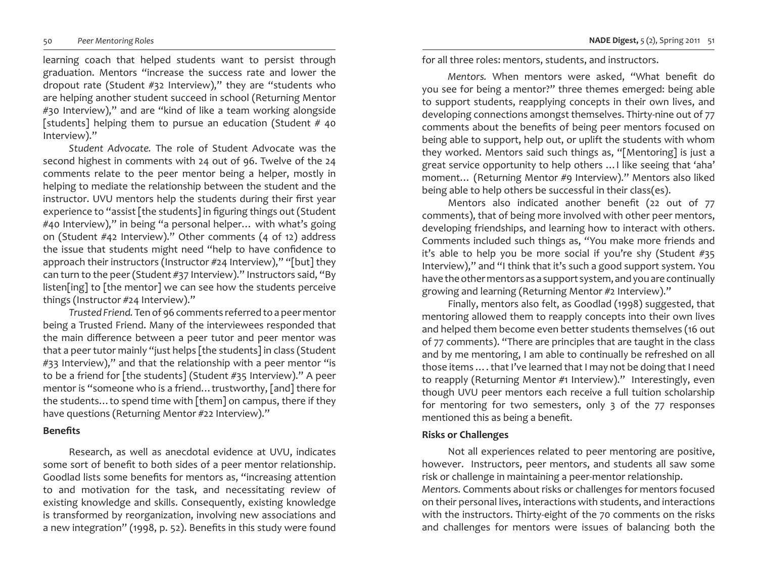learning coach that helped students want to persist through graduation. Mentors "increase the success rate and lower the dropout rate (Student #32 Interview)," they are "students who are helping another student succeed in school (Returning Mentor #30 Interview)," and are "kind of like a team working alongside [students] helping them to pursue an education (Student # 40 Interview)."

*Student Advocate.* The role of Student Advocate was the second highest in comments with 24 out of 96. Twelve of the 24 comments relate to the peer mentor being a helper, mostly in helping to mediate the relationship between the student and the instructor. UVU mentors help the students during their first year experience to "assist [the students] in figuring things out (Student #40 Interview)," in being "a personal helper… with what's going on (Student #42 Interview)." Other comments (4 of 12) address the issue that students might need "help to have confidence to approach their instructors (Instructor #24 Interview)," "[but] they can turn to the peer (Student #37 Interview)." Instructors said, "By listen[ing] to [the mentor] we can see how the students perceive things (Instructor #24 Interview)."

*Trusted Friend.* Ten of 96 comments referred to a peer mentor being a Trusted Friend. Many of the interviewees responded that the main difference between a peer tutor and peer mentor was that a peer tutor mainly "just helps [the students] in class (Student #33 Interview)," and that the relationship with a peer mentor "is to be a friend for [the students] (Student #35 Interview)." A peer mentor is "someone who is a friend… trustworthy, [and] there for the students… to spend time with [them] on campus, there if they have questions (Returning Mentor #22 Interview)."

**Benefits**

Research, as well as anecdotal evidence at UVU, indicates some sort of benefit to both sides of a peer mentor relationship. Goodlad lists some benefits for mentors as, "increasing attention to and motivation for the task, and necessitating review of existing knowledge and skills. Consequently, existing knowledge is transformed by reorganization, involving new associations and a new integration" (1998, p. 52). Benefits in this study were found for all three roles: mentors, students, and instructors.

*Mentors.* When mentors were asked, "What benefit do you see for being a mentor?" three themes emerged: being able to support students, reapplying concepts in their own lives, and developing connections amongst themselves. Thirty-nine out of 77 comments about the benefits of being peer mentors focused on being able to support, help out, or uplift the students with whom they worked. Mentors said such things as, "[Mentoring] is just a great service opportunity to help others … I like seeing that 'aha' moment… (Returning Mentor #9 Interview)." Mentors also liked being able to help others be successful in their class(es).

Mentors also indicated another benefit (22 out of 77 comments), that of being more involved with other peer mentors, developing friendships, and learning how to interact with others. Comments included such things as, "You make more friends and it's able to help you be more social if you're shy (Student #35 Interview)," and "I think that it's such a good support system. You have the other mentors as a support system, and you are continually growing and learning (Returning Mentor #2 Interview)."

Finally, mentors also felt, as Goodlad (1998) suggested, that mentoring allowed them to reapply concepts into their own lives and helped them become even better students themselves (16 out of 77 comments). "There are principles that are taught in the class and by me mentoring, I am able to continually be refreshed on all those items … . that I've learned that I may not be doing that I need to reapply (Returning Mentor #1 Interview)." Interestingly, even though UVU peer mentors each receive a full tuition scholarship for mentoring for two semesters, only 3 of the 77 responses mentioned this as being a benefit.

**Risks or Challenges**

Not all experiences related to peer mentoring are positive, however. Instructors, peer mentors, and students all saw some risk or challenge in maintaining a peer-mentor relationship.

*Mentors.* Comments about risks or challenges for mentors focused on their personal lives, interactions with students, and interactions with the instructors. Thirty-eight of the 70 comments on the risks and challenges for mentors were issues of balancing both the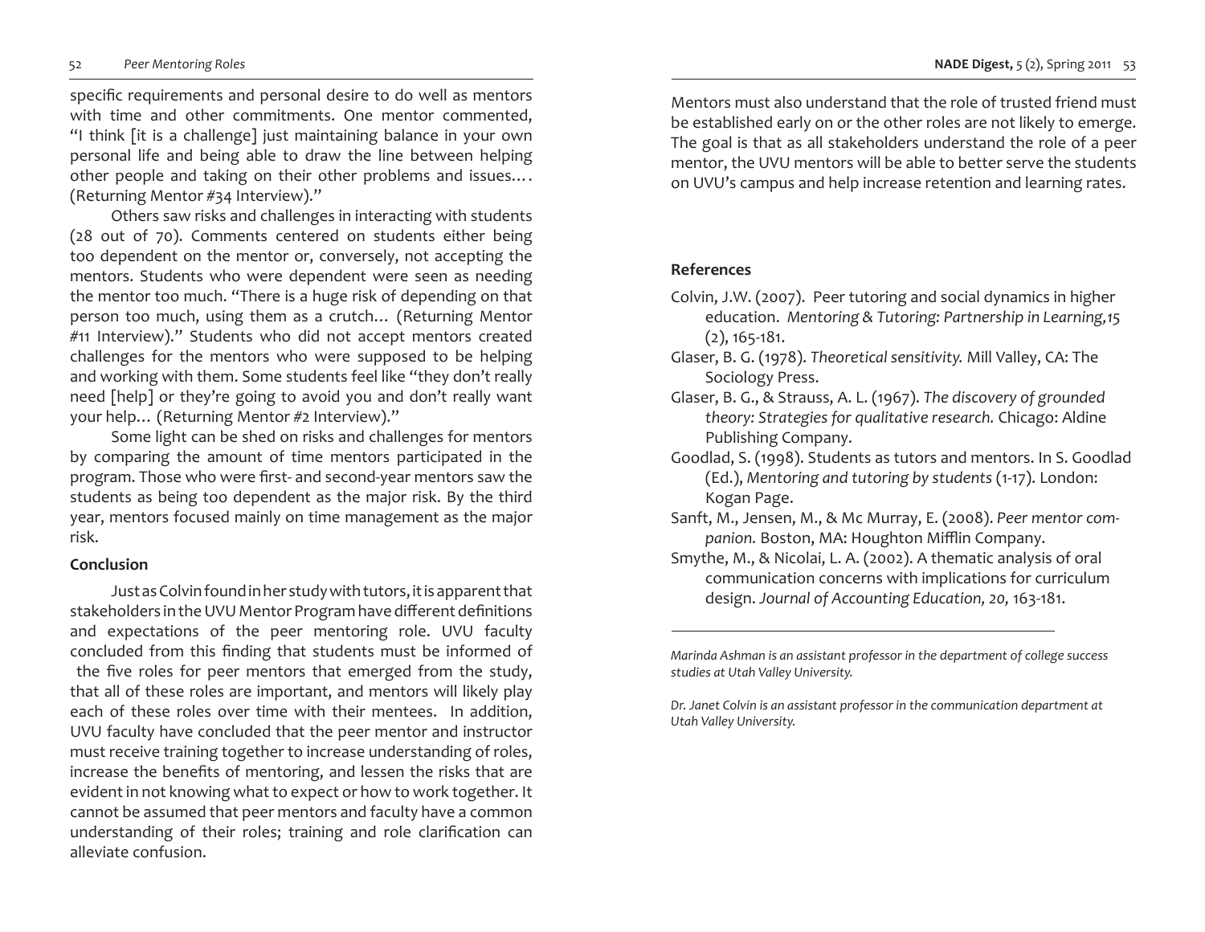specific requirements and personal desire to do well as mentors with time and other commitments. One mentor commented, "I think [it is a challenge] just maintaining balance in your own personal life and being able to draw the line between helping other people and taking on their other problems and issues.… (Returning Mentor #34 Interview)."

Others saw risks and challenges in interacting with students (28 out of 70). Comments centered on students either being too dependent on the mentor or, conversely, not accepting the mentors. Students who were dependent were seen as needing the mentor too much. "There is a huge risk of depending on that person too much, using them as a crutch… (Returning Mentor #11 Interview)." Students who did not accept mentors created challenges for the mentors who were supposed to be helping and working with them. Some students feel like "they don't really need [help] or they're going to avoid you and don't really want your help… (Returning Mentor #2 Interview)."

Some light can be shed on risks and challenges for mentors by comparing the amount of time mentors participated in the program. Those who were first- and second-year mentors saw the students as being too dependent as the major risk. By the third year, mentors focused mainly on time management as the major risk.

## Conclusion

Just as Colvin found in her study with tutors, it is apparent that stakeholders in the UVU Mentor Program have different definitions and expectations of the peer mentoring role. UVU faculty concluded from this finding that students must be informed of the five roles for peer mentors that emerged from the study, that all of these roles are important, and mentors will likely play each of these roles over time with their mentees. In addition, UVU faculty have concluded that the peer mentor and instructor must receive training together to increase understanding of roles, increase the benefits of mentoring, and lessen the risks that are evident in not knowing what to expect or how to work together. It cannot be assumed that peer mentors and faculty have a common understanding of their roles; training and role clarification can alleviate confusion.

Mentors must also understand that the role of trusted friend must be established early on or the other roles are not likely to emerge. The goal is that as all stakeholders understand the role of a peer mentor, the UVU mentors will be able to better serve the students on UVU's campus and help increase retention and learning rates.

## References

Colvin, J.W. (2007). Peer tutoring and social dynamics in higher education. *Mentoring & Tutoring: Partnership in Learning,15* (2), 165-181.

Glaser, B. G. (1978). *Theoretical sensitivity.* Mill Valley, CA: The Sociology Press.

Glaser, B. G., & Strauss, A. L. (1967). *The discovery of grounded theory: Strategies for qualitative research.* Chicago: Aldine Publishing Company.

Goodlad, S. (1998). Students as tutors and mentors. In S. Goodlad (Ed.), *Mentoring and tutoring by students* (1-17). London: Kogan Page.

Sanft, M., Jensen, M., & Mc Murray, E. (2008). *Peer mentor companion.* Boston, MA: Houghton Mifflin Company.

Smythe, M., & Nicolai, L. A. (2002). A thematic analysis of oral communication concerns with implications for curriculum design. *Journal of Accounting Education, 20,* 163-181.

---

*Marinda Ashman is an assistant professor in the department of college success studies at Utah Valley University.*

*Dr. Janet Colvin is an assistant professor in the communication department at Utah Valley University.*